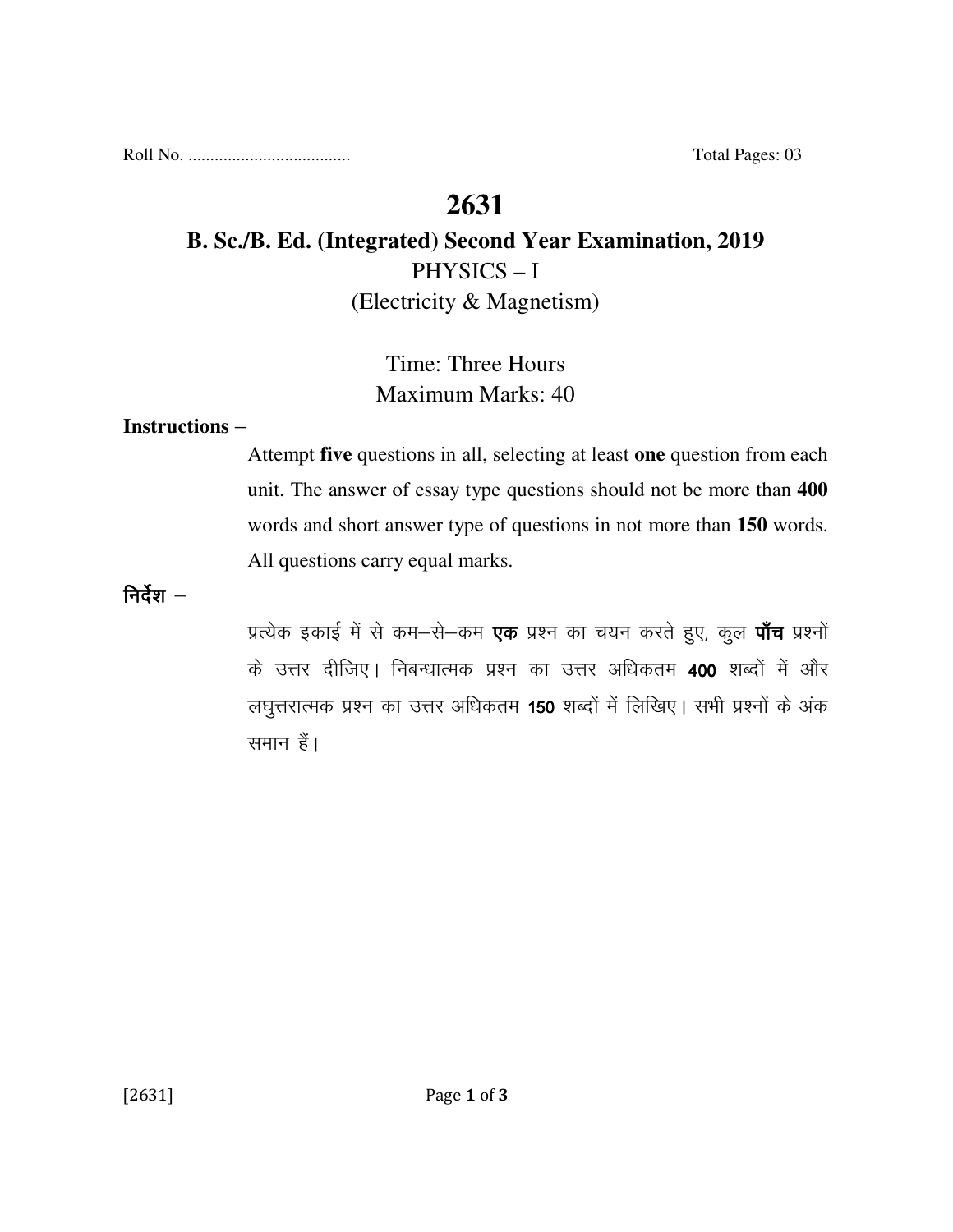Roll No. .................................... Total Pages: 03

# 2631

## B. Sc./B. Ed. (Integrated) Second Year Examination, 2019

PHYSICS – I

(Electricity & Magnetism)

Time: Three Hours

Maximum Marks: 40

**Instructions –**

Attempt **five** questions in all, selecting at least **one** question from each unit. The answer of essay type questions should not be more than **400** words and short answer type of questions in not more than **150** words. All questions carry equal marks.

**निर्देश –**

प्रत्येक इकाई में से कम–से–कम **एक** प्रश्न का चयन करते हुए, कुल **पाँच** प्रश्नों के उत्तर दीजिए। निबन्धात्मक प्रश्न का उत्तर अधिकतम **400** शब्दों में और लघुत्तरात्मक प्रश्न का उत्तर अधिकतम **150** शब्दों में लिखिए। सभी प्रश्नों के अंक समान हैं।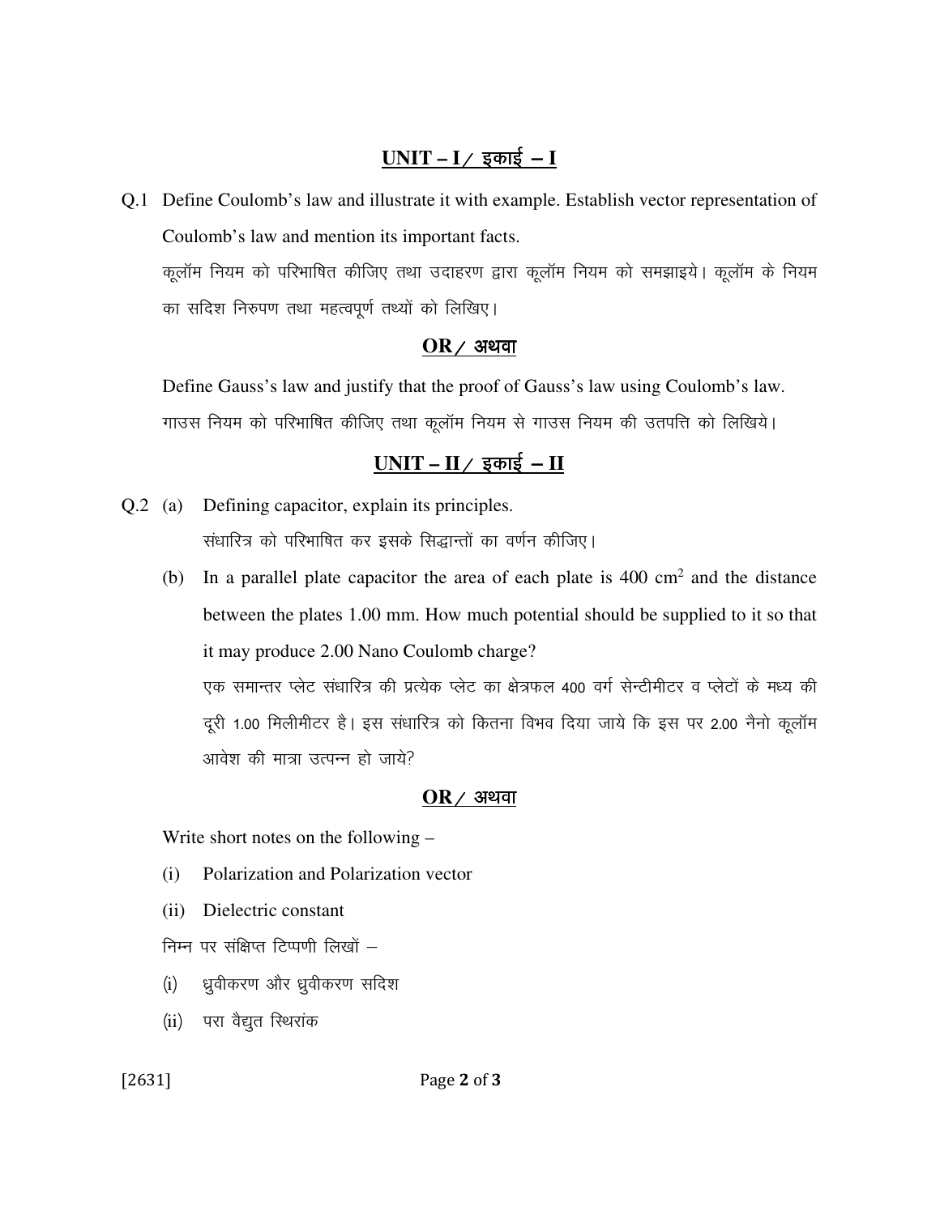## UNIT – I / इकाई – I

Q.1 Define Coulomb's law and illustrate it with example. Establish vector representation of Coulomb's law and mention its important facts.

कूलॉम नियम को परिभाषित कीजिए तथा उदाहरण द्वारा कूलॉम नियम को समझाइये। कूलॉम के नियम का सदिश निरुपण तथा महत्वपूर्ण तथ्यों को लिखिए।

**OR / अथवा**

Define Gauss's law and justify that the proof of Gauss's law using Coulomb's law.

गाउस नियम को परिभाषित कीजिए तथा कूलॉम नियम से गाउस नियम की उतपत्ति को लिखिये।

## UNIT – II / इकाई – II

Q.2 (a) Defining capacitor, explain its principles.

संधारित्र को परिभाषित कर इसके सिद्धान्तों का वर्णन कीजिए।

(b) In a parallel plate capacitor the area of each plate is 400 $cm^2$ and the distance between the plates 1.00 mm. How much potential should be supplied to it so that it may produce 2.00 Nano Coulomb charge?

एक समान्तर प्लेट संधारित्र की प्रत्येक प्लेट का क्षेत्रफल 400 वर्ग सेन्टीमीटर व प्लेटों के मध्य की दूरी 1.00 मिलीमीटर है। इस संधारित्र को कितना विभव दिया जाये कि इस पर 2.00 नैनो कूलॉम आवेश की मात्रा उत्पन्न हो जाये?

**OR / अथवा**

Write short notes on the following –

(i) Polarization and Polarization vector

(ii) Dielectric constant

निम्न पर संक्षिप्त टिप्पणी लिखों –

(i) ध्रुवीकरण और ध्रुवीकरण सदिश

(ii) परा वैद्युत स्थिरांक

[2631]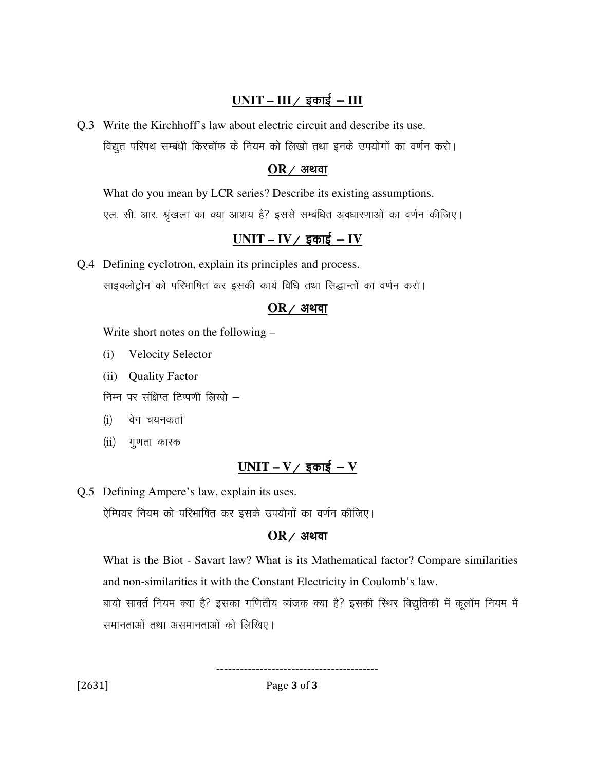## UNIT – III / इकाई – III

Q.3 Write the Kirchhoff's law about electric circuit and describe its use.

विद्युत परिपथ सम्बंधी किरचॉफ के नियम को लिखो तथा इनके उपयोगों का वर्णन करो।

**OR / अथवा**

What do you mean by LCR series? Describe its existing assumptions.

एल. सी. आर. श्रृंखला का क्या आशय है? इससे सम्बंधित अवधारणाओं का वर्णन कीजिए।

## UNIT – IV / इकाई – IV

Q.4 Defining cyclotron, explain its principles and process.

साइक्लोट्रोन को परिभाषित कर इसकी कार्य विधि तथा सिद्धान्तों का वर्णन करो।

**OR / अथवा**

Write short notes on the following –

(i) Velocity Selector

(ii) Quality Factor

निम्न पर संक्षिप्त टिप्पणी लिखो –

(i) वेग चयनकर्ता

(ii) गुणता कारक

## UNIT – V / इकाई – V

Q.5 Defining Ampere's law, explain its uses.

ऐम्पियर नियम को परिभाषित कर इसके उपयोगों का वर्णन कीजिए।

**OR / अथवा**

What is the Biot - Savart law? What is its Mathematical factor? Compare similarities and non-similarities it with the Constant Electricity in Coulomb's law.

बायो सावर्त नियम क्या है? इसका गणितीय व्यंजक क्या है? इसकी स्थिर विद्युतिकी में कूलॉम नियम में समानताओं तथा असमानताओं को लिखिए।

-----------------------------------------

[2631]